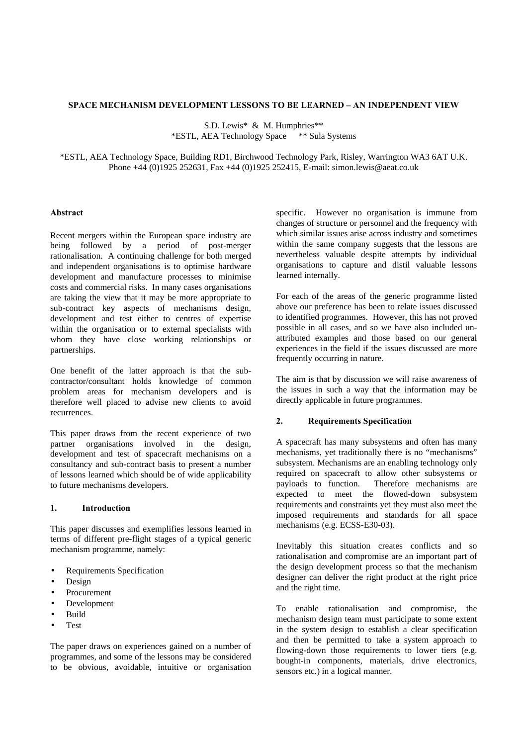# SPACE MECHANISM DEVELOPMENT LESSONS TO BE LEARNED – AN INDEPENDENT VIEW

S.D. Lewis* & M. Humphries**
*ESTL, AEA Technology Space ** Sula Systems

*ESTL, AEA Technology Space, Building RD1, Birchwood Technology Park, Risley, Warrington WA3 6AT U.K.
Phone +44 (0)1925 252631, Fax +44 (0)1925 252415, E-mail: simon.lewis@aeat.co.uk

### Abstract

Recent mergers within the European space industry are being followed by a period of post-merger rationalisation. A continuing challenge for both merged and independent organisations is to optimise hardware development and manufacture processes to minimise costs and commercial risks. In many cases organisations are taking the view that it may be more appropriate to sub-contract key aspects of mechanisms design, development and test either to centres of expertise within the organisation or to external specialists with whom they have close working relationships or partnerships.

One benefit of the latter approach is that the sub-contractor/consultant holds knowledge of common problem areas for mechanism developers and is therefore well placed to advise new clients to avoid recurrences.

This paper draws from the recent experience of two partner organisations involved in the design, development and test of spacecraft mechanisms on a consultancy and sub-contract basis to present a number of lessons learned which should be of wide applicability to future mechanisms developers.

## 1. Introduction

This paper discusses and exemplifies lessons learned in terms of different pre-flight stages of a typical generic mechanism programme, namely:

- Requirements Specification
- Design
- Procurement
- Development
- Build
- Test

The paper draws on experiences gained on a number of programmes, and some of the lessons may be considered to be obvious, avoidable, intuitive or organisation specific. However no organisation is immune from changes of structure or personnel and the frequency with which similar issues arise across industry and sometimes within the same company suggests that the lessons are nevertheless valuable despite attempts by individual organisations to capture and distil valuable lessons learned internally.

For each of the areas of the generic programme listed above our preference has been to relate issues discussed to identified programmes. However, this has not proved possible in all cases, and so we have also included un-attributed examples and those based on our general experiences in the field if the issues discussed are more frequently occurring in nature.

The aim is that by discussion we will raise awareness of the issues in such a way that the information may be directly applicable in future programmes.

## 2. Requirements Specification

A spacecraft has many subsystems and often has many mechanisms, yet traditionally there is no "mechanisms" subsystem. Mechanisms are an enabling technology only required on spacecraft to allow other subsystems or payloads to function. Therefore mechanisms are expected to meet the flowed-down subsystem requirements and constraints yet they must also meet the imposed requirements and standards for all space mechanisms (e.g. ECSS-E30-03).

Inevitably this situation creates conflicts and so rationalisation and compromise are an important part of the design development process so that the mechanism designer can deliver the right product at the right price and the right time.

To enable rationalisation and compromise, the mechanism design team must participate to some extent in the system design to establish a clear specification and then be permitted to take a system approach to flowing-down those requirements to lower tiers (e.g. bought-in components, materials, drive electronics, sensors etc.) in a logical manner.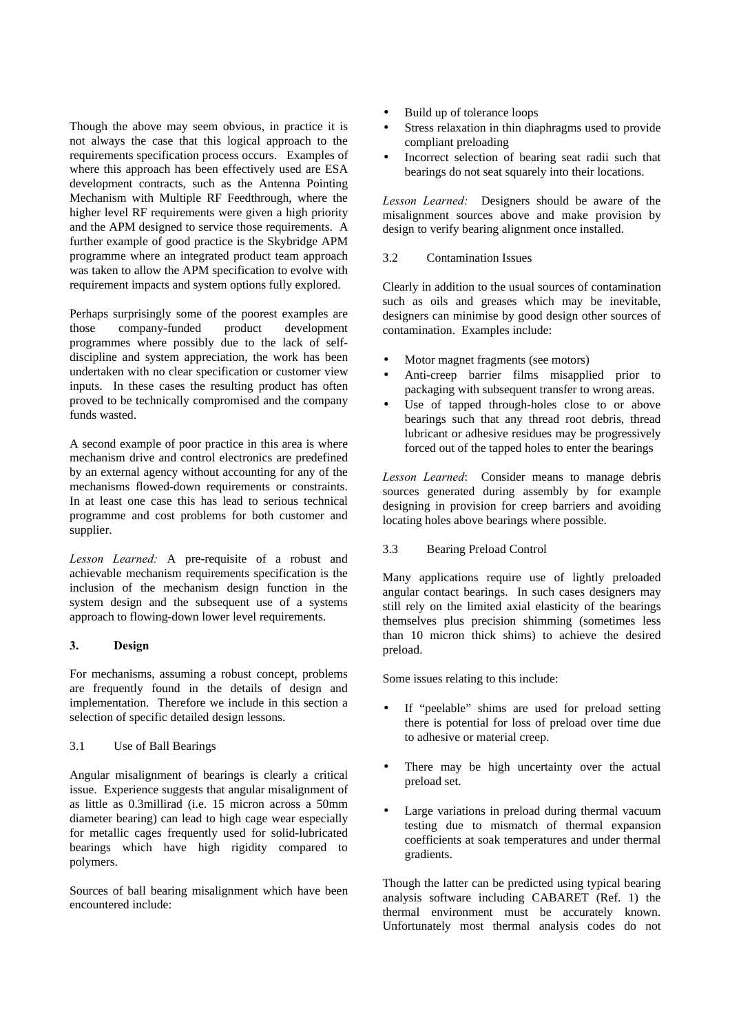Though the above may seem obvious, in practice it is not always the case that this logical approach to the requirements specification process occurs. Examples of where this approach has been effectively used are ESA development contracts, such as the Antenna Pointing Mechanism with Multiple RF Feedthrough, where the higher level RF requirements were given a high priority and the APM designed to service those requirements. A further example of good practice is the Skybridge APM programme where an integrated product team approach was taken to allow the APM specification to evolve with requirement impacts and system options fully explored.

Perhaps surprisingly some of the poorest examples are those company-funded product development programmes where possibly due to the lack of self-discipline and system appreciation, the work has been undertaken with no clear specification or customer view inputs. In these cases the resulting product has often proved to be technically compromised and the company funds wasted.

A second example of poor practice in this area is where mechanism drive and control electronics are predefined by an external agency without accounting for any of the mechanisms flowed-down requirements or constraints. In at least one case this has lead to serious technical programme and cost problems for both customer and supplier.

*Lesson Learned:* A pre-requisite of a robust and achievable mechanism requirements specification is the inclusion of the mechanism design function in the system design and the subsequent use of a systems approach to flowing-down lower level requirements.

## 3. Design

For mechanisms, assuming a robust concept, problems are frequently found in the details of design and implementation. Therefore we include in this section a selection of specific detailed design lessons.

### 3.1 Use of Ball Bearings

Angular misalignment of bearings is clearly a critical issue. Experience suggests that angular misalignment of as little as 0.3millirad (i.e. 15 micron across a 50mm diameter bearing) can lead to high cage wear especially for metallic cages frequently used for solid-lubricated bearings which have high rigidity compared to polymers.

Sources of ball bearing misalignment which have been encountered include:

- Build up of tolerance loops
- Stress relaxation in thin diaphragms used to provide compliant preloading
- Incorrect selection of bearing seat radii such that bearings do not seat squarely into their locations.

*Lesson Learned:* Designers should be aware of the misalignment sources above and make provision by design to verify bearing alignment once installed.

### 3.2 Contamination Issues

Clearly in addition to the usual sources of contamination such as oils and greases which may be inevitable, designers can minimise by good design other sources of contamination. Examples include:

- Motor magnet fragments (see motors)
- Anti-creep barrier films misapplied prior to packaging with subsequent transfer to wrong areas.
- Use of tapped through-holes close to or above bearings such that any thread root debris, thread lubricant or adhesive residues may be progressively forced out of the tapped holes to enter the bearings

*Lesson Learned*: Consider means to manage debris sources generated during assembly by for example designing in provision for creep barriers and avoiding locating holes above bearings where possible.

### 3.3 Bearing Preload Control

Many applications require use of lightly preloaded angular contact bearings. In such cases designers may still rely on the limited axial elasticity of the bearings themselves plus precision shimming (sometimes less than 10 micron thick shims) to achieve the desired preload.

Some issues relating to this include:

- If "peelable" shims are used for preload setting there is potential for loss of preload over time due to adhesive or material creep.
- There may be high uncertainty over the actual preload set.
- Large variations in preload during thermal vacuum testing due to mismatch of thermal expansion coefficients at soak temperatures and under thermal gradients.

Though the latter can be predicted using typical bearing analysis software including CABARET (Ref. 1) the thermal environment must be accurately known. Unfortunately most thermal analysis codes do not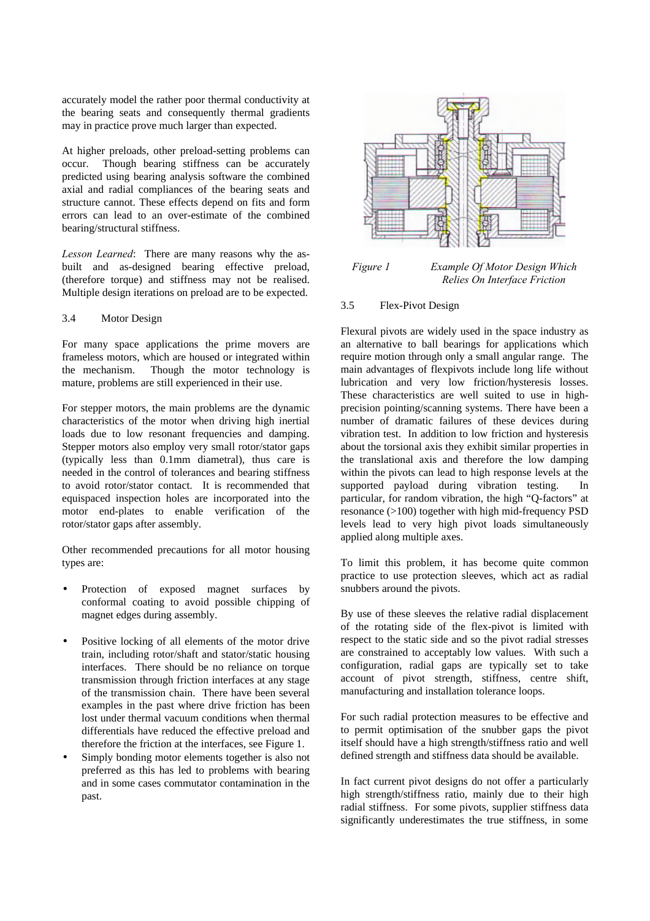accurately model the rather poor thermal conductivity at the bearing seats and consequently thermal gradients may in practice prove much larger than expected.

At higher preloads, other preload-setting problems can occur. Though bearing stiffness can be accurately predicted using bearing analysis software the combined axial and radial compliances of the bearing seats and structure cannot. These effects depend on fits and form errors can lead to an over-estimate of the combined bearing/structural stiffness.

*Lesson Learned*: There are many reasons why the as-built and as-designed bearing effective preload, (therefore torque) and stiffness may not be realised. Multiple design iterations on preload are to be expected.

### 3.4 Motor Design

For many space applications the prime movers are frameless motors, which are housed or integrated within the mechanism. Though the motor technology is mature, problems are still experienced in their use.

For stepper motors, the main problems are the dynamic characteristics of the motor when driving high inertial loads due to low resonant frequencies and damping. Stepper motors also employ very small rotor/stator gaps (typically less than 0.1mm diametral), thus care is needed in the control of tolerances and bearing stiffness to avoid rotor/stator contact. It is recommended that equispaced inspection holes are incorporated into the motor end-plates to enable verification of the rotor/stator gaps after assembly.

Other recommended precautions for all motor housing types are:

- Protection of exposed magnet surfaces by conformal coating to avoid possible chipping of magnet edges during assembly.
- Positive locking of all elements of the motor drive train, including rotor/shaft and stator/static housing interfaces. There should be no reliance on torque transmission through friction interfaces at any stage of the transmission chain. There have been several examples in the past where drive friction has been lost under thermal vacuum conditions when thermal differentials have reduced the effective preload and therefore the friction at the interfaces, see Figure 1.
- Simply bonding motor elements together is also not preferred as this has led to problems with bearing and in some cases commutator contamination in the past.

*Figure 1 Example Of Motor Design Which Relies On Interface Friction*

### 3.5 Flex-Pivot Design

Flexural pivots are widely used in the space industry as an alternative to ball bearings for applications which require motion through only a small angular range. The main advantages of flexpivots include long life without lubrication and very low friction/hysteresis losses. These characteristics are well suited to use in high-precision pointing/scanning systems. There have been a number of dramatic failures of these devices during vibration test. In addition to low friction and hysteresis about the torsional axis they exhibit similar properties in the translational axis and therefore the low damping within the pivots can lead to high response levels at the supported payload during vibration testing. In particular, for random vibration, the high "Q-factors" at resonance (>100) together with high mid-frequency PSD levels lead to very high pivot loads simultaneously applied along multiple axes.

To limit this problem, it has become quite common practice to use protection sleeves, which act as radial snubbers around the pivots.

By use of these sleeves the relative radial displacement of the rotating side of the flex-pivot is limited with respect to the static side and so the pivot radial stresses are constrained to acceptably low values. With such a configuration, radial gaps are typically set to take account of pivot strength, stiffness, centre shift, manufacturing and installation tolerance loops.

For such radial protection measures to be effective and to permit optimisation of the snubber gaps the pivot itself should have a high strength/stiffness ratio and well defined strength and stiffness data should be available.

In fact current pivot designs do not offer a particularly high strength/stiffness ratio, mainly due to their high radial stiffness. For some pivots, supplier stiffness data significantly underestimates the true stiffness, in some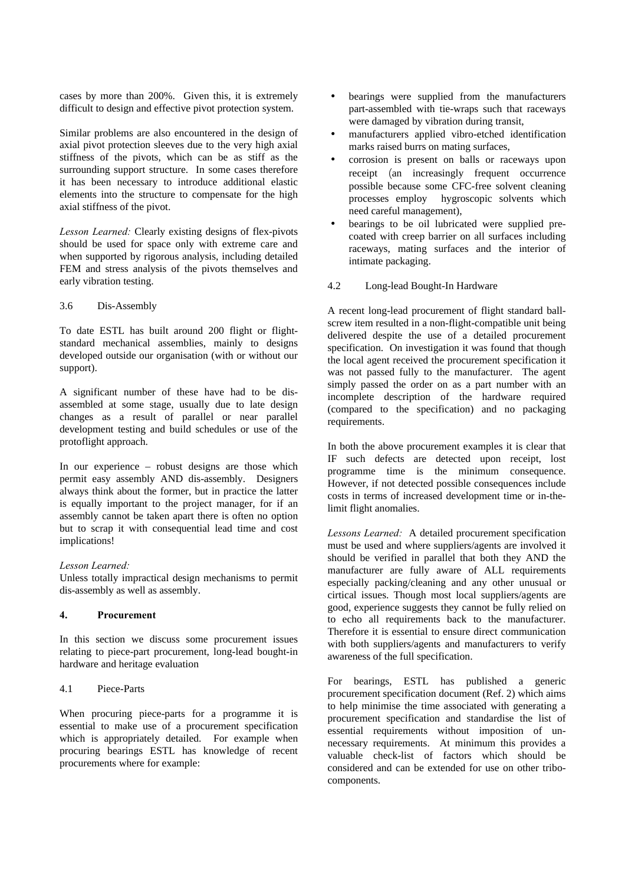cases by more than 200%. Given this, it is extremely difficult to design and effective pivot protection system.

Similar problems are also encountered in the design of axial pivot protection sleeves due to the very high axial stiffness of the pivots, which can be as stiff as the surrounding support structure. In some cases therefore it has been necessary to introduce additional elastic elements into the structure to compensate for the high axial stiffness of the pivot.

*Lesson Learned:* Clearly existing designs of flex-pivots should be used for space only with extreme care and when supported by rigorous analysis, including detailed FEM and stress analysis of the pivots themselves and early vibration testing.

### 3.6 Dis-Assembly

To date ESTL has built around 200 flight or flight-standard mechanical assemblies, mainly to designs developed outside our organisation (with or without our support).

A significant number of these have had to be dis-assembled at some stage, usually due to late design changes as a result of parallel or near parallel development testing and build schedules or use of the protoflight approach.

In our experience – robust designs are those which permit easy assembly AND dis-assembly. Designers always think about the former, but in practice the latter is equally important to the project manager, for if an assembly cannot be taken apart there is often no option but to scrap it with consequential lead time and cost implications!

*Lesson Learned:*
Unless totally impractical design mechanisms to permit dis-assembly as well as assembly.

## 4. Procurement

In this section we discuss some procurement issues relating to piece-part procurement, long-lead bought-in hardware and heritage evaluation

### 4.1 Piece-Parts

When procuring piece-parts for a programme it is essential to make use of a procurement specification which is appropriately detailed. For example when procuring bearings ESTL has knowledge of recent procurements where for example:

- bearings were supplied from the manufacturers part-assembled with tie-wraps such that raceways were damaged by vibration during transit,
- manufacturers applied vibro-etched identification marks raised burrs on mating surfaces,
- corrosion is present on balls or raceways upon receipt (an increasingly frequent occurrence possible because some CFC-free solvent cleaning processes employ hygroscopic solvents which need careful management),
- bearings to be oil lubricated were supplied pre-coated with creep barrier on all surfaces including raceways, mating surfaces and the interior of intimate packaging.

### 4.2 Long-lead Bought-In Hardware

A recent long-lead procurement of flight standard ball-screw item resulted in a non-flight-compatible unit being delivered despite the use of a detailed procurement specification. On investigation it was found that though the local agent received the procurement specification it was not passed fully to the manufacturer. The agent simply passed the order on as a part number with an incomplete description of the hardware required (compared to the specification) and no packaging requirements.

In both the above procurement examples it is clear that IF such defects are detected upon receipt, lost programme time is the minimum consequence. However, if not detected possible consequences include costs in terms of increased development time or in-the-limit flight anomalies.

*Lessons Learned:* A detailed procurement specification must be used and where suppliers/agents are involved it should be verified in parallel that both they AND the manufacturer are fully aware of ALL requirements especially packing/cleaning and any other unusual or cirtical issues. Though most local suppliers/agents are good, experience suggests they cannot be fully relied on to echo all requirements back to the manufacturer. Therefore it is essential to ensure direct communication with both suppliers/agents and manufacturers to verify awareness of the full specification.

For bearings, ESTL has published a generic procurement specification document (Ref. 2) which aims to help minimise the time associated with generating a procurement specification and standardise the list of essential requirements without imposition of un-necessary requirements. At minimum this provides a valuable check-list of factors which should be considered and can be extended for use on other tribo-components.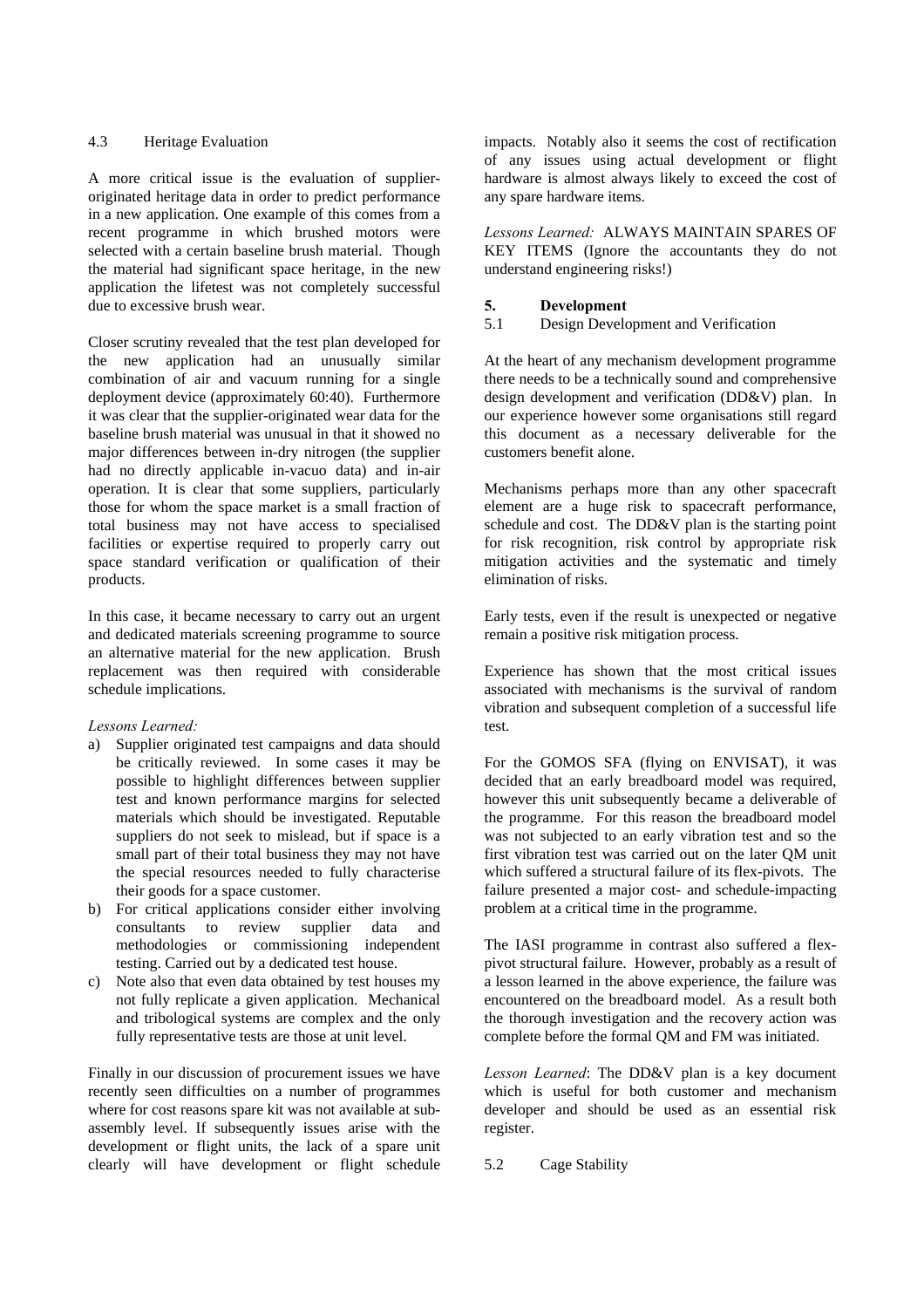### 4.3 Heritage Evaluation

A more critical issue is the evaluation of supplier-originated heritage data in order to predict performance in a new application. One example of this comes from a recent programme in which brushed motors were selected with a certain baseline brush material. Though the material had significant space heritage, in the new application the lifetest was not completely successful due to excessive brush wear.

Closer scrutiny revealed that the test plan developed for the new application had an unusually similar combination of air and vacuum running for a single deployment device (approximately 60:40). Furthermore it was clear that the supplier-originated wear data for the baseline brush material was unusual in that it showed no major differences between in-dry nitrogen (the supplier had no directly applicable in-vacuo data) and in-air operation. It is clear that some suppliers, particularly those for whom the space market is a small fraction of total business may not have access to specialised facilities or expertise required to properly carry out space standard verification or qualification of their products.

In this case, it became necessary to carry out an urgent and dedicated materials screening programme to source an alternative material for the new application. Brush replacement was then required with considerable schedule implications.

*Lessons Learned:*

a) Supplier originated test campaigns and data should be critically reviewed. In some cases it may be possible to highlight differences between supplier test and known performance margins for selected materials which should be investigated. Reputable suppliers do not seek to mislead, but if space is a small part of their total business they may not have the special resources needed to fully characterise their goods for a space customer.
b) For critical applications consider either involving consultants to review supplier data and methodologies or commissioning independent testing. Carried out by a dedicated test house.
c) Note also that even data obtained by test houses my not fully replicate a given application. Mechanical and tribological systems are complex and the only fully representative tests are those at unit level.

Finally in our discussion of procurement issues we have recently seen difficulties on a number of programmes where for cost reasons spare kit was not available at sub-assembly level. If subsequently issues arise with the development or flight units, the lack of a spare unit clearly will have development or flight schedule impacts. Notably also it seems the cost of rectification of any issues using actual development or flight hardware is almost always likely to exceed the cost of any spare hardware items.

*Lessons Learned:* ALWAYS MAINTAIN SPARES OF KEY ITEMS (Ignore the accountants they do not understand engineering risks!)

## 5. Development

### 5.1 Design Development and Verification

At the heart of any mechanism development programme there needs to be a technically sound and comprehensive design development and verification (DD&V) plan. In our experience however some organisations still regard this document as a necessary deliverable for the customers benefit alone.

Mechanisms perhaps more than any other spacecraft element are a huge risk to spacecraft performance, schedule and cost. The DD&V plan is the starting point for risk recognition, risk control by appropriate risk mitigation activities and the systematic and timely elimination of risks.

Early tests, even if the result is unexpected or negative remain a positive risk mitigation process.

Experience has shown that the most critical issues associated with mechanisms is the survival of random vibration and subsequent completion of a successful life test.

For the GOMOS SFA (flying on ENVISAT), it was decided that an early breadboard model was required, however this unit subsequently became a deliverable of the programme. For this reason the breadboard model was not subjected to an early vibration test and so the first vibration test was carried out on the later QM unit which suffered a structural failure of its flex-pivots. The failure presented a major cost- and schedule-impacting problem at a critical time in the programme.

The IASI programme in contrast also suffered a flex-pivot structural failure. However, probably as a result of a lesson learned in the above experience, the failure was encountered on the breadboard model. As a result both the thorough investigation and the recovery action was complete before the formal QM and FM was initiated.

*Lesson Learned*: The DD&V plan is a key document which is useful for both customer and mechanism developer and should be used as an essential risk register.

### 5.2 Cage Stability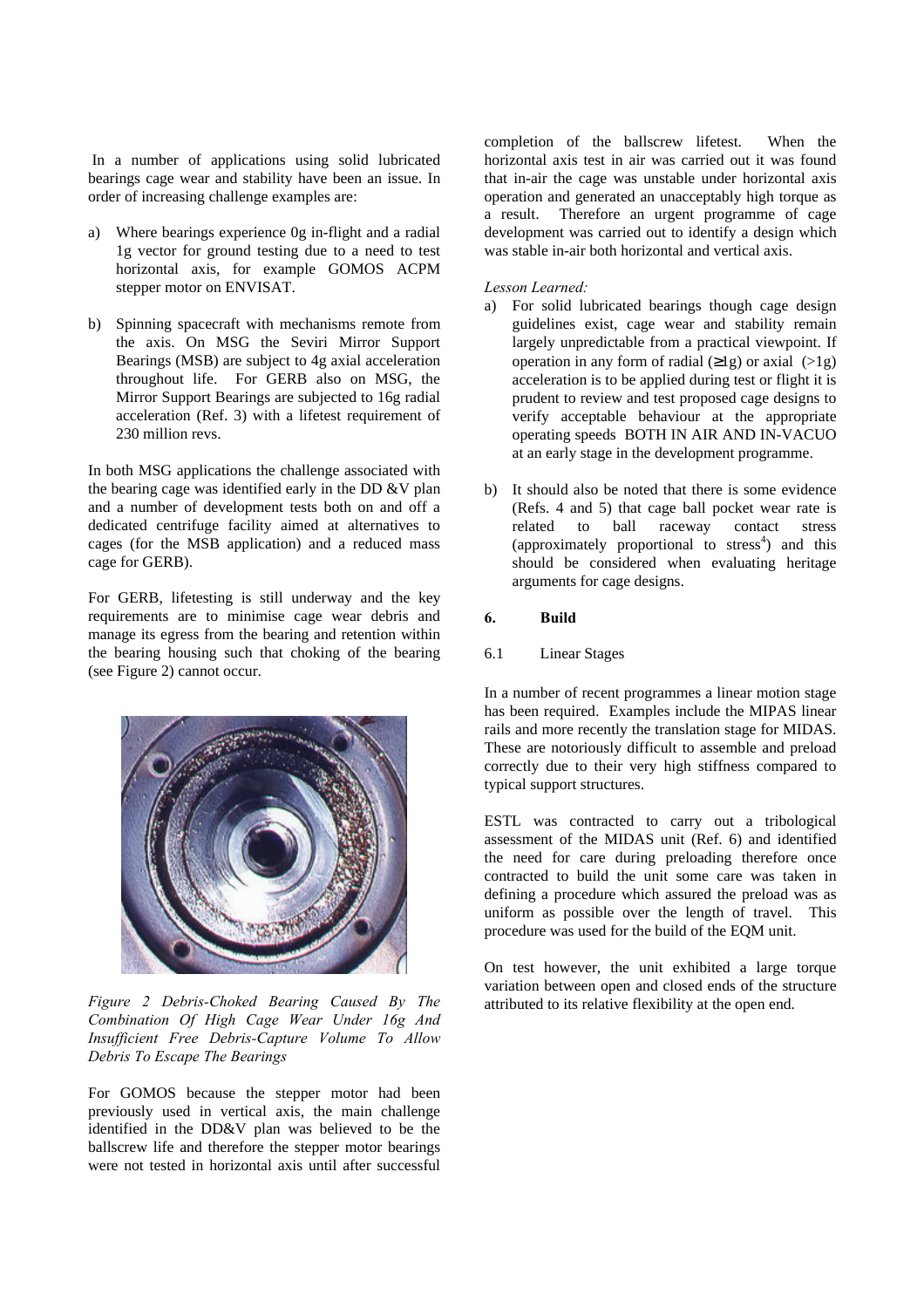In a number of applications using solid lubricated bearings cage wear and stability have been an issue. In order of increasing challenge examples are:

a) Where bearings experience 0g in-flight and a radial 1g vector for ground testing due to a need to test horizontal axis, for example GOMOS ACPM stepper motor on ENVISAT.

b) Spinning spacecraft with mechanisms remote from the axis. On MSG the Seviri Mirror Support Bearings (MSB) are subject to 4g axial acceleration throughout life. For GERB also on MSG, the Mirror Support Bearings are subjected to 16g radial acceleration (Ref. 3) with a lifetest requirement of 230 million revs.

In both MSG applications the challenge associated with the bearing cage was identified early in the DD &V plan and a number of development tests both on and off a dedicated centrifuge facility aimed at alternatives to cages (for the MSB application) and a reduced mass cage for GERB).

For GERB, lifetesting is still underway and the key requirements are to minimise cage wear debris and manage its egress from the bearing and retention within the bearing housing such that choking of the bearing (see Figure 2) cannot occur.

*Figure 2 Debris-Choked Bearing Caused By The Combination Of High Cage Wear Under 16g And Insufficient Free Debris-Capture Volume To Allow Debris To Escape The Bearings*

For GOMOS because the stepper motor had been previously used in vertical axis, the main challenge identified in the DD&V plan was believed to be the ballscrew life and therefore the stepper motor bearings were not tested in horizontal axis until after successful completion of the ballscrew lifetest. When the horizontal axis test in air was carried out it was found that in-air the cage was unstable under horizontal axis operation and generated an unacceptably high torque as a result. Therefore an urgent programme of cage development was carried out to identify a design which was stable in-air both horizontal and vertical axis.

*Lesson Learned:*

a) For solid lubricated bearings though cage design guidelines exist, cage wear and stability remain largely unpredictable from a practical viewpoint. If operation in any form of radial (≥1g) or axial (>1g) acceleration is to be applied during test or flight it is prudent to review and test proposed cage designs to verify acceptable behaviour at the appropriate operating speeds BOTH IN AIR AND IN-VACUO at an early stage in the development programme.

b) It should also be noted that there is some evidence (Refs. 4 and 5) that cage ball pocket wear rate is related to ball raceway contact stress (approximately proportional to stress$^4$) and this should be considered when evaluating heritage arguments for cage designs.

## 6. Build

### 6.1 Linear Stages

In a number of recent programmes a linear motion stage has been required. Examples include the MIPAS linear rails and more recently the translation stage for MIDAS. These are notoriously difficult to assemble and preload correctly due to their very high stiffness compared to typical support structures.

ESTL was contracted to carry out a tribological assessment of the MIDAS unit (Ref. 6) and identified the need for care during preloading therefore once contracted to build the unit some care was taken in defining a procedure which assured the preload was as uniform as possible over the length of travel. This procedure was used for the build of the EQM unit.

On test however, the unit exhibited a large torque variation between open and closed ends of the structure attributed to its relative flexibility at the open end.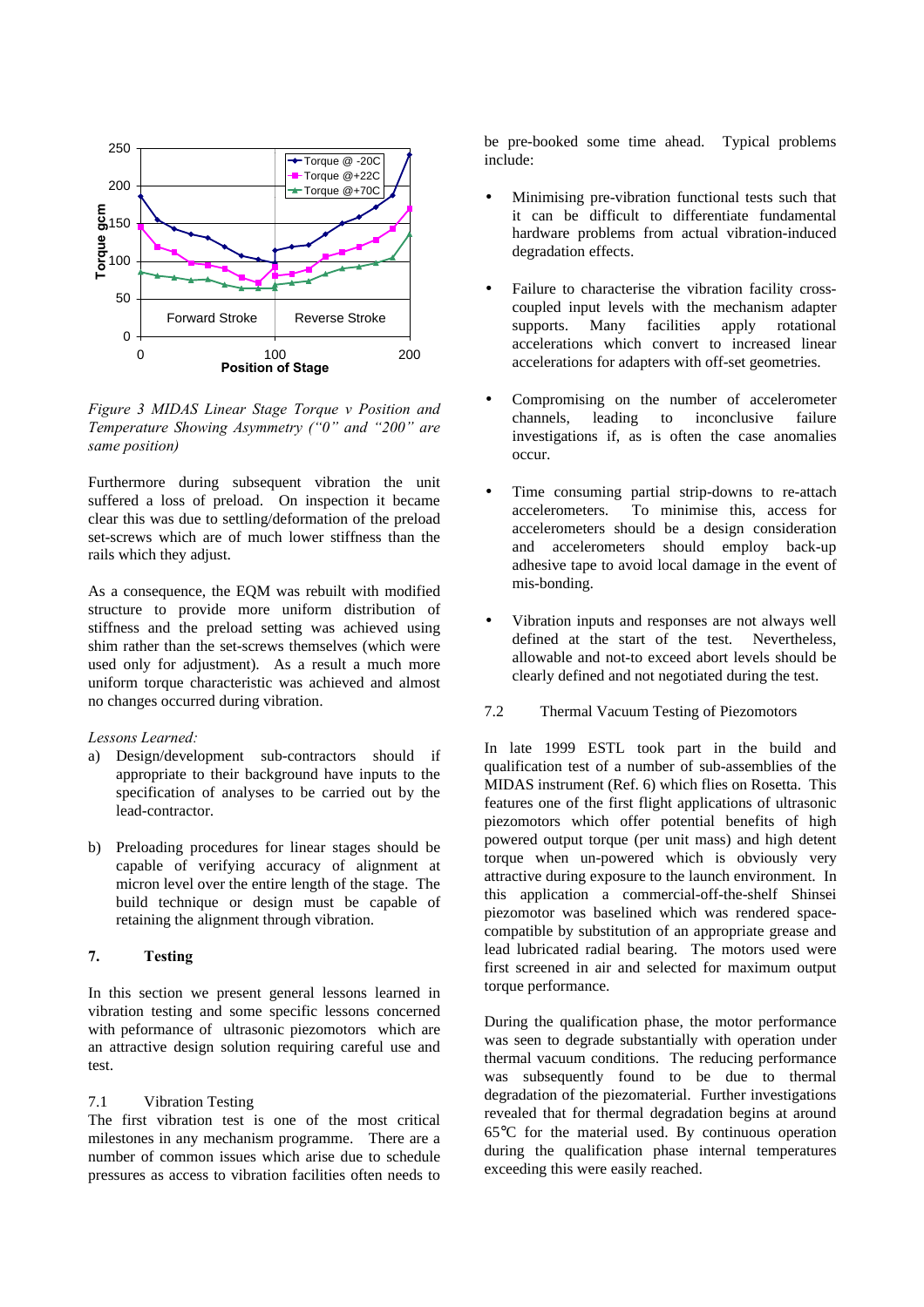*Figure 3 MIDAS Linear Stage Torque v Position and Temperature Showing Asymmetry ("0" and "200" are same position)*

Furthermore during subsequent vibration the unit suffered a loss of preload. On inspection it became clear this was due to settling/deformation of the preload set-screws which are of much lower stiffness than the rails which they adjust.

As a consequence, the EQM was rebuilt with modified structure to provide more uniform distribution of stiffness and the preload setting was achieved using shim rather than the set-screws themselves (which were used only for adjustment). As a result a much more uniform torque characteristic was achieved and almost no changes occurred during vibration.

*Lessons Learned:*

a) Design/development sub-contractors should if appropriate to their background have inputs to the specification of analyses to be carried out by the lead-contractor.

b) Preloading procedures for linear stages should be capable of verifying accuracy of alignment at micron level over the entire length of the stage. The build technique or design must be capable of retaining the alignment through vibration.

## 7. Testing

In this section we present general lessons learned in vibration testing and some specific lessons concerned with peformance of ultrasonic piezomotors which are an attractive design solution requiring careful use and test.

### 7.1 Vibration Testing

The first vibration test is one of the most critical milestones in any mechanism programme. There are a number of common issues which arise due to schedule pressures as access to vibration facilities often needs to be pre-booked some time ahead. Typical problems include:

- Minimising pre-vibration functional tests such that it can be difficult to differentiate fundamental hardware problems from actual vibration-induced degradation effects.
- Failure to characterise the vibration facility cross-coupled input levels with the mechanism adapter supports. Many facilities apply rotational accelerations which convert to increased linear accelerations for adapters with off-set geometries.
- Compromising on the number of accelerometer channels, leading to inconclusive failure investigations if, as is often the case anomalies occur.
- Time consuming partial strip-downs to re-attach accelerometers. To minimise this, access for accelerometers should be a design consideration and accelerometers should employ back-up adhesive tape to avoid local damage in the event of mis-bonding.
- Vibration inputs and responses are not always well defined at the start of the test. Nevertheless, allowable and not-to exceed abort levels should be clearly defined and not negotiated during the test.

### 7.2 Thermal Vacuum Testing of Piezomotors

In late 1999 ESTL took part in the build and qualification test of a number of sub-assemblies of the MIDAS instrument (Ref. 6) which flies on Rosetta. This features one of the first flight applications of ultrasonic piezomotors which offer potential benefits of high powered output torque (per unit mass) and high detent torque when un-powered which is obviously very attractive during exposure to the launch environment. In this application a commercial-off-the-shelf Shinsei piezomotor was baselined which was rendered space-compatible by substitution of an appropriate grease and lead lubricated radial bearing. The motors used were first screened in air and selected for maximum output torque performance.

During the qualification phase, the motor performance was seen to degrade substantially with operation under thermal vacuum conditions. The reducing performance was subsequently found to be due to thermal degradation of the piezomaterial. Further investigations revealed that for thermal degradation begins at around 65°C for the material used. By continuous operation during the qualification phase internal temperatures exceeding this were easily reached.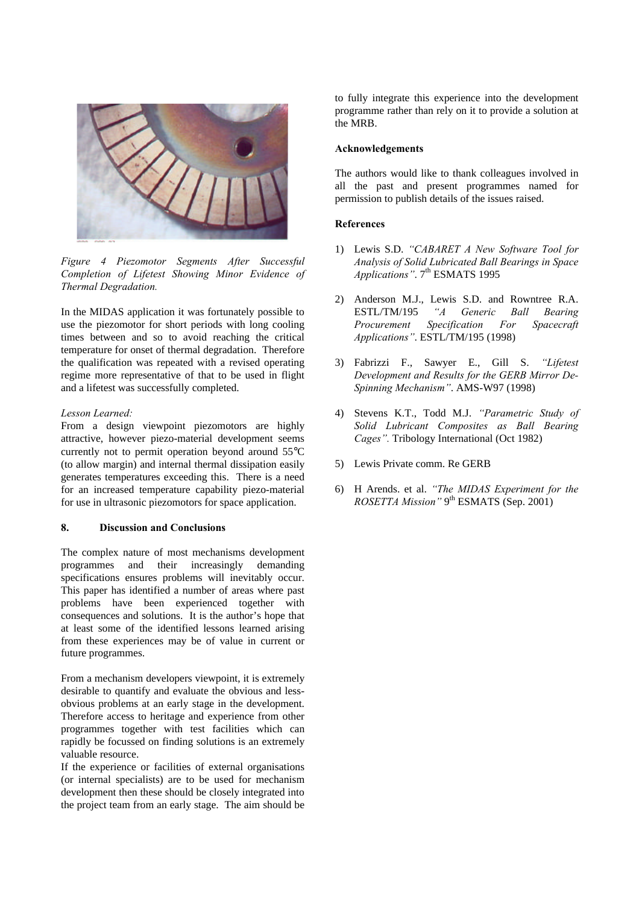*Figure 4 Piezomotor Segments After Successful Completion of Lifetest Showing Minor Evidence of Thermal Degradation.*

In the MIDAS application it was fortunately possible to use the piezomotor for short periods with long cooling times between and so to avoid reaching the critical temperature for onset of thermal degradation. Therefore the qualification was repeated with a revised operating regime more representative of that to be used in flight and a lifetest was successfully completed.

*Lesson Learned:*

From a design viewpoint piezomotors are highly attractive, however piezo-material development seems currently not to permit operation beyond around 55°C (to allow margin) and internal thermal dissipation easily generates temperatures exceeding this. There is a need for an increased temperature capability piezo-material for use in ultrasonic piezomotors for space application.

## 8. Discussion and Conclusions

The complex nature of most mechanisms development programmes and their increasingly demanding specifications ensures problems will inevitably occur. This paper has identified a number of areas where past problems have been experienced together with consequences and solutions. It is the author's hope that at least some of the identified lessons learned arising from these experiences may be of value in current or future programmes.

From a mechanism developers viewpoint, it is extremely desirable to quantify and evaluate the obvious and less-obvious problems at an early stage in the development. Therefore access to heritage and experience from other programmes together with test facilities which can rapidly be focussed on finding solutions is an extremely valuable resource.

If the experience or facilities of external organisations (or internal specialists) are to be used for mechanism development then these should be closely integrated into the project team from an early stage. The aim should be to fully integrate this experience into the development programme rather than rely on it to provide a solution at the MRB.

### Acknowledgements

The authors would like to thank colleagues involved in all the past and present programmes named for permission to publish details of the issues raised.

### References

1) Lewis S.D. *"CABARET A New Software Tool for Analysis of Solid Lubricated Ball Bearings in Space Applications"*. 7th ESMATS 1995

2) Anderson M.J., Lewis S.D. and Rowntree R.A. ESTL/TM/195 *"A Generic Ball Bearing Procurement Specification For Spacecraft Applications"*. ESTL/TM/195 (1998)

3) Fabrizzi F., Sawyer E., Gill S. *"Lifetest Development and Results for the GERB Mirror De-Spinning Mechanism"*. AMS-W97 (1998)

4) Stevens K.T., Todd M.J. *"Parametric Study of Solid Lubricant Composites as Ball Bearing Cages".* Tribology International (Oct 1982)

5) Lewis Private comm. Re GERB

6) H Arends. et al. *"The MIDAS Experiment for the ROSETTA Mission"* 9th ESMATS (Sep. 2001)